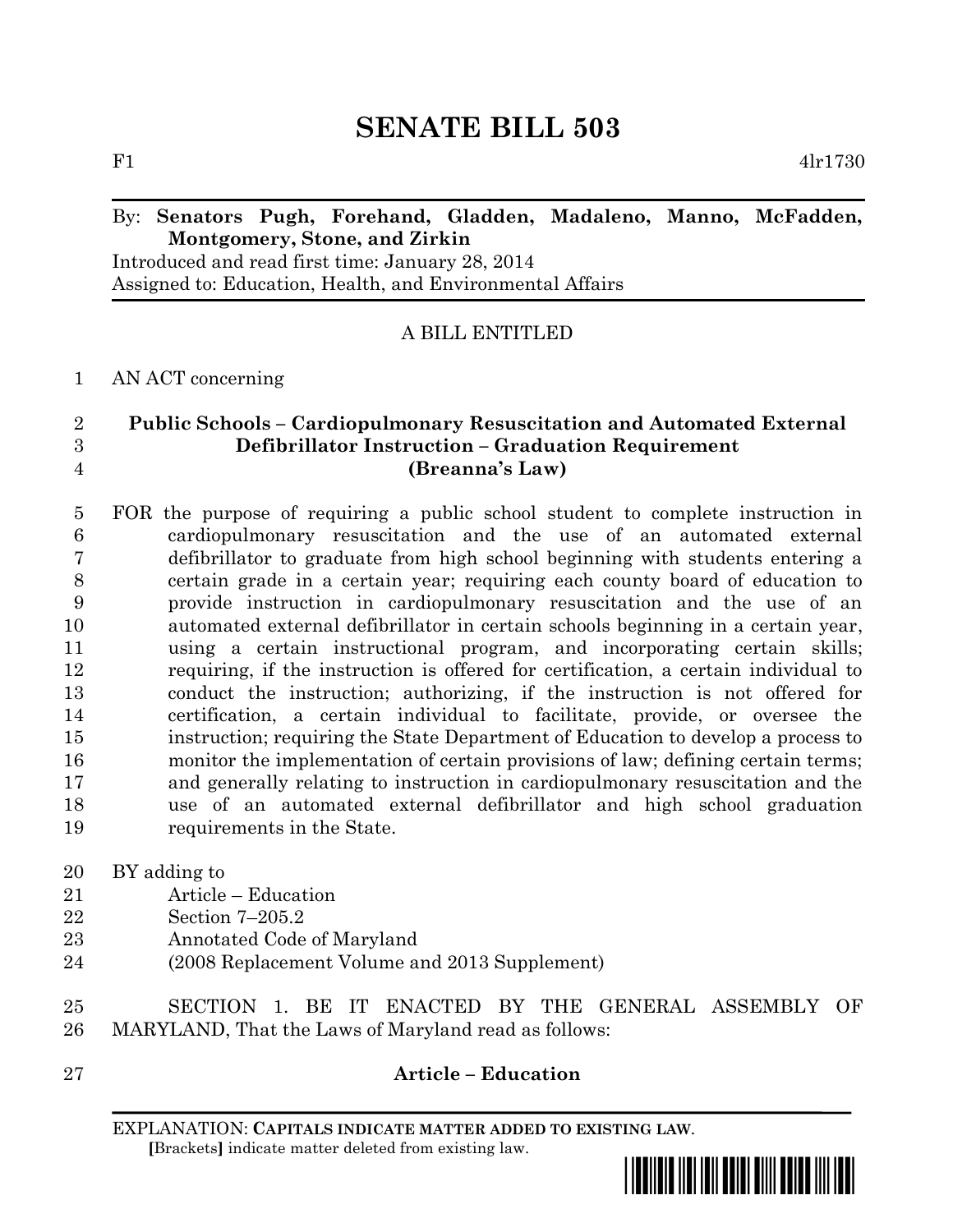# SENATE BILL 503

F1 4lr1730

By: **Senators Pugh, Forehand, Gladden, Madaleno, Manno, McFadden, Montgomery, Stone, and Zirkin**
Introduced and read first time: January 28, 2014
Assigned to: Education, Health, and Environmental Affairs

A BILL ENTITLED

1 AN ACT concerning

2 **Public Schools – Cardiopulmonary Resuscitation and Automated External**
3 **Defibrillator Instruction – Graduation Requirement**
4 **(Breanna's Law)**

5 FOR the purpose of requiring a public school student to complete instruction in
6 cardiopulmonary resuscitation and the use of an automated external
7 defibrillator to graduate from high school beginning with students entering a
8 certain grade in a certain year; requiring each county board of education to
9 provide instruction in cardiopulmonary resuscitation and the use of an
10 automated external defibrillator in certain schools beginning in a certain year,
11 using a certain instructional program, and incorporating certain skills;
12 requiring, if the instruction is offered for certification, a certain individual to
13 conduct the instruction; authorizing, if the instruction is not offered for
14 certification, a certain individual to facilitate, provide, or oversee the
15 instruction; requiring the State Department of Education to develop a process to
16 monitor the implementation of certain provisions of law; defining certain terms;
17 and generally relating to instruction in cardiopulmonary resuscitation and the
18 use of an automated external defibrillator and high school graduation
19 requirements in the State.

20 BY adding to
21 Article – Education
22 Section 7–205.2
23 Annotated Code of Maryland
24 (2008 Replacement Volume and 2013 Supplement)

25 SECTION 1. BE IT ENACTED BY THE GENERAL ASSEMBLY OF
26 MARYLAND, That the Laws of Maryland read as follows:

27 **Article – Education**

EXPLANATION: **CAPITALS INDICATE MATTER ADDED TO EXISTING LAW.**
[Brackets] indicate matter deleted from existing law.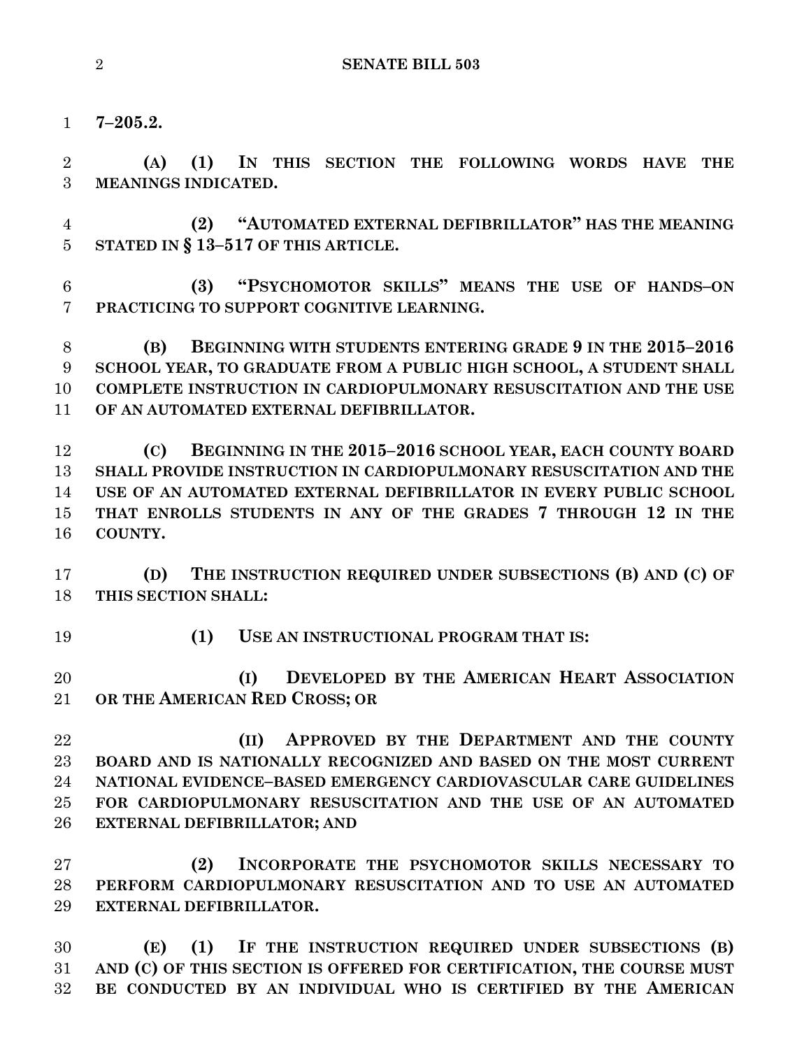**7–205.2.**

**(A) (1) IN THIS SECTION THE FOLLOWING WORDS HAVE THE MEANINGS INDICATED.**

**(2) "AUTOMATED EXTERNAL DEFIBRILLATOR" HAS THE MEANING STATED IN § 13–517 OF THIS ARTICLE.**

**(3) "PSYCHOMOTOR SKILLS" MEANS THE USE OF HANDS–ON PRACTICING TO SUPPORT COGNITIVE LEARNING.**

**(B) BEGINNING WITH STUDENTS ENTERING GRADE 9 IN THE 2015–2016 SCHOOL YEAR, TO GRADUATE FROM A PUBLIC HIGH SCHOOL, A STUDENT SHALL COMPLETE INSTRUCTION IN CARDIOPULMONARY RESUSCITATION AND THE USE OF AN AUTOMATED EXTERNAL DEFIBRILLATOR.**

**(C) BEGINNING IN THE 2015–2016 SCHOOL YEAR, EACH COUNTY BOARD SHALL PROVIDE INSTRUCTION IN CARDIOPULMONARY RESUSCITATION AND THE USE OF AN AUTOMATED EXTERNAL DEFIBRILLATOR IN EVERY PUBLIC SCHOOL THAT ENROLLS STUDENTS IN ANY OF THE GRADES 7 THROUGH 12 IN THE COUNTY.**

**(D) THE INSTRUCTION REQUIRED UNDER SUBSECTIONS (B) AND (C) OF THIS SECTION SHALL:**

**(1) USE AN INSTRUCTIONAL PROGRAM THAT IS:**

**(I) DEVELOPED BY THE AMERICAN HEART ASSOCIATION OR THE AMERICAN RED CROSS; OR**

**(II) APPROVED BY THE DEPARTMENT AND THE COUNTY BOARD AND IS NATIONALLY RECOGNIZED AND BASED ON THE MOST CURRENT NATIONAL EVIDENCE–BASED EMERGENCY CARDIOVASCULAR CARE GUIDELINES FOR CARDIOPULMONARY RESUSCITATION AND THE USE OF AN AUTOMATED EXTERNAL DEFIBRILLATOR; AND**

**(2) INCORPORATE THE PSYCHOMOTOR SKILLS NECESSARY TO PERFORM CARDIOPULMONARY RESUSCITATION AND TO USE AN AUTOMATED EXTERNAL DEFIBRILLATOR.**

**(E) (1) IF THE INSTRUCTION REQUIRED UNDER SUBSECTIONS (B) AND (C) OF THIS SECTION IS OFFERED FOR CERTIFICATION, THE COURSE MUST BE CONDUCTED BY AN INDIVIDUAL WHO IS CERTIFIED BY THE AMERICAN**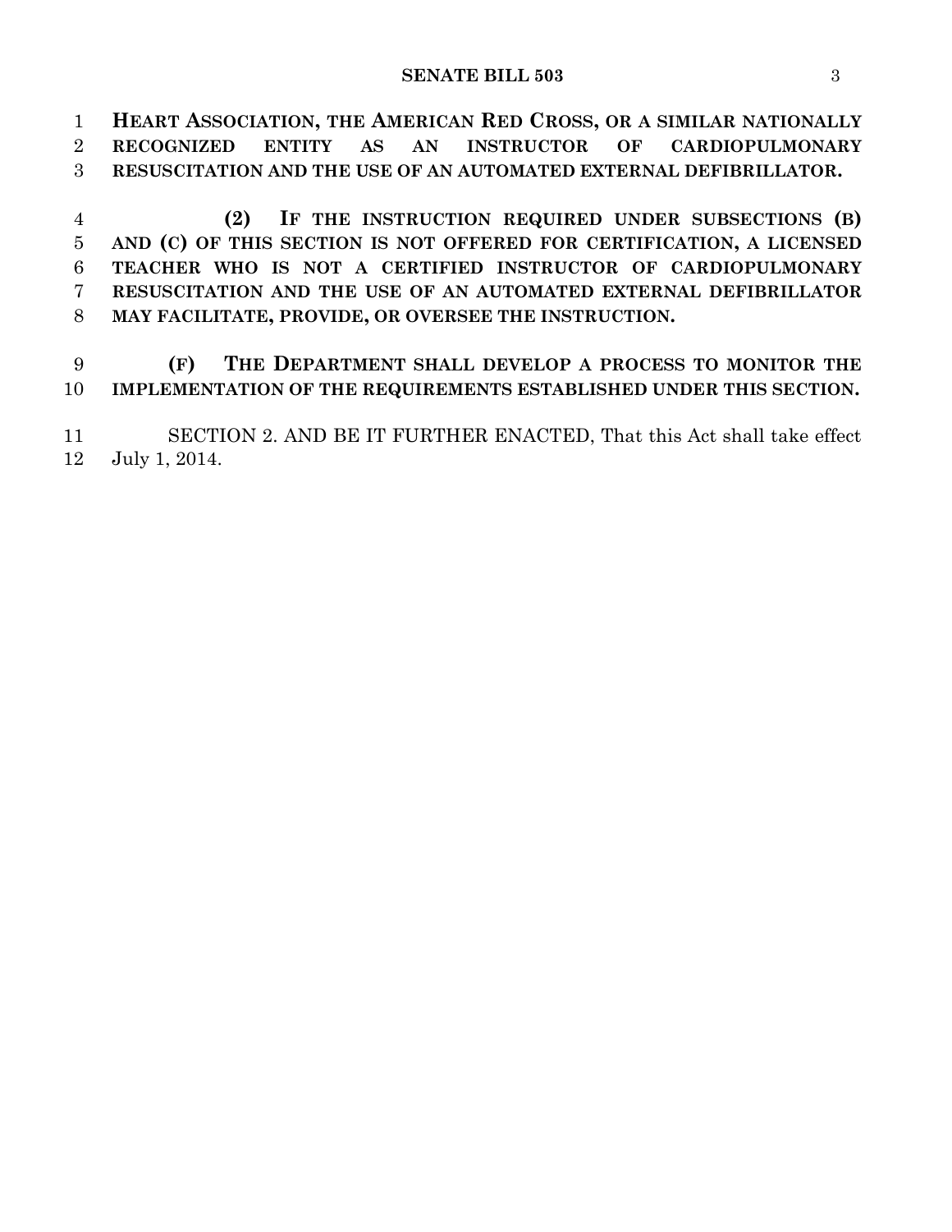**HEART ASSOCIATION, THE AMERICAN RED CROSS, OR A SIMILAR NATIONALLY RECOGNIZED ENTITY AS AN INSTRUCTOR OF CARDIOPULMONARY RESUSCITATION AND THE USE OF AN AUTOMATED EXTERNAL DEFIBRILLATOR.**

**(2) IF THE INSTRUCTION REQUIRED UNDER SUBSECTIONS (B) AND (C) OF THIS SECTION IS NOT OFFERED FOR CERTIFICATION, A LICENSED TEACHER WHO IS NOT A CERTIFIED INSTRUCTOR OF CARDIOPULMONARY RESUSCITATION AND THE USE OF AN AUTOMATED EXTERNAL DEFIBRILLATOR MAY FACILITATE, PROVIDE, OR OVERSEE THE INSTRUCTION.**

**(F) THE DEPARTMENT SHALL DEVELOP A PROCESS TO MONITOR THE IMPLEMENTATION OF THE REQUIREMENTS ESTABLISHED UNDER THIS SECTION.**

SECTION 2. AND BE IT FURTHER ENACTED, That this Act shall take effect July 1, 2014.